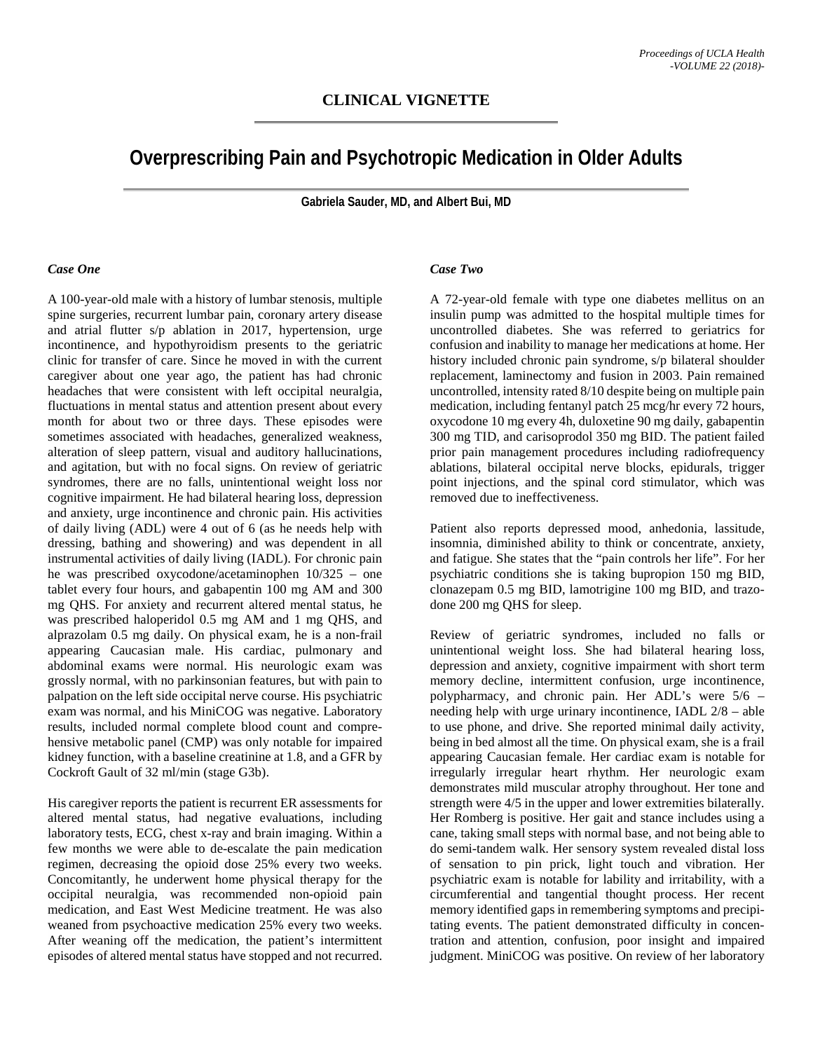## CLINICAL VIGNETTE

# Overprescribing Pain and Psychotropic Medication in Older Adults

**Gabriela Sauder, MD, and Albert Bui, MD**

### *Case One*

A 100-year-old male with a history of lumbar stenosis, multiple spine surgeries, recurrent lumbar pain, coronary artery disease and atrial flutter s/p ablation in 2017, hypertension, urge incontinence, and hypothyroidism presents to the geriatric clinic for transfer of care. Since he moved in with the current caregiver about one year ago, the patient has had chronic headaches that were consistent with left occipital neuralgia, fluctuations in mental status and attention present about every month for about two or three days. These episodes were sometimes associated with headaches, generalized weakness, alteration of sleep pattern, visual and auditory hallucinations, and agitation, but with no focal signs. On review of geriatric syndromes, there are no falls, unintentional weight loss nor cognitive impairment. He had bilateral hearing loss, depression and anxiety, urge incontinence and chronic pain. His activities of daily living (ADL) were 4 out of 6 (as he needs help with dressing, bathing and showering) and was dependent in all instrumental activities of daily living (IADL). For chronic pain he was prescribed oxycodone/acetaminophen 10/325 – one tablet every four hours, and gabapentin 100 mg AM and 300 mg QHS. For anxiety and recurrent altered mental status, he was prescribed haloperidol 0.5 mg AM and 1 mg QHS, and alprazolam 0.5 mg daily. On physical exam, he is a non-frail appearing Caucasian male. His cardiac, pulmonary and abdominal exams were normal. His neurologic exam was grossly normal, with no parkinsonian features, but with pain to palpation on the left side occipital nerve course. His psychiatric exam was normal, and his MiniCOG was negative. Laboratory results, included normal complete blood count and comprehensive metabolic panel (CMP) was only notable for impaired kidney function, with a baseline creatinine at 1.8, and a GFR by Cockroft Gault of 32 ml/min (stage G3b).

His caregiver reports the patient is recurrent ER assessments for altered mental status, had negative evaluations, including laboratory tests, ECG, chest x-ray and brain imaging. Within a few months we were able to de-escalate the pain medication regimen, decreasing the opioid dose 25% every two weeks. Concomitantly, he underwent home physical therapy for the occipital neuralgia, was recommended non-opioid pain medication, and East West Medicine treatment. He was also weaned from psychoactive medication 25% every two weeks. After weaning off the medication, the patient's intermittent episodes of altered mental status have stopped and not recurred.

### *Case Two*

A 72-year-old female with type one diabetes mellitus on an insulin pump was admitted to the hospital multiple times for uncontrolled diabetes. She was referred to geriatrics for confusion and inability to manage her medications at home. Her history included chronic pain syndrome, s/p bilateral shoulder replacement, laminectomy and fusion in 2003. Pain remained uncontrolled, intensity rated 8/10 despite being on multiple pain medication, including fentanyl patch 25 mcg/hr every 72 hours, oxycodone 10 mg every 4h, duloxetine 90 mg daily, gabapentin 300 mg TID, and carisoprodol 350 mg BID. The patient failed prior pain management procedures including radiofrequency ablations, bilateral occipital nerve blocks, epidurals, trigger point injections, and the spinal cord stimulator, which was removed due to ineffectiveness.

Patient also reports depressed mood, anhedonia, lassitude, insomnia, diminished ability to think or concentrate, anxiety, and fatigue. She states that the "pain controls her life". For her psychiatric conditions she is taking bupropion 150 mg BID, clonazepam 0.5 mg BID, lamotrigine 100 mg BID, and trazodone 200 mg QHS for sleep.

Review of geriatric syndromes, included no falls or unintentional weight loss. She had bilateral hearing loss, depression and anxiety, cognitive impairment with short term memory decline, intermittent confusion, urge incontinence, polypharmacy, and chronic pain. Her ADL's were 5/6 – needing help with urge urinary incontinence, IADL 2/8 – able to use phone, and drive. She reported minimal daily activity, being in bed almost all the time. On physical exam, she is a frail appearing Caucasian female. Her cardiac exam is notable for irregularly irregular heart rhythm. Her neurologic exam demonstrates mild muscular atrophy throughout. Her tone and strength were 4/5 in the upper and lower extremities bilaterally. Her Romberg is positive. Her gait and stance includes using a cane, taking small steps with normal base, and not being able to do semi-tandem walk. Her sensory system revealed distal loss of sensation to pin prick, light touch and vibration. Her psychiatric exam is notable for lability and irritability, with a circumferential and tangential thought process. Her recent memory identified gaps in remembering symptoms and precipitating events. The patient demonstrated difficulty in concentration and attention, confusion, poor insight and impaired judgment. MiniCOG was positive. On review of her laboratory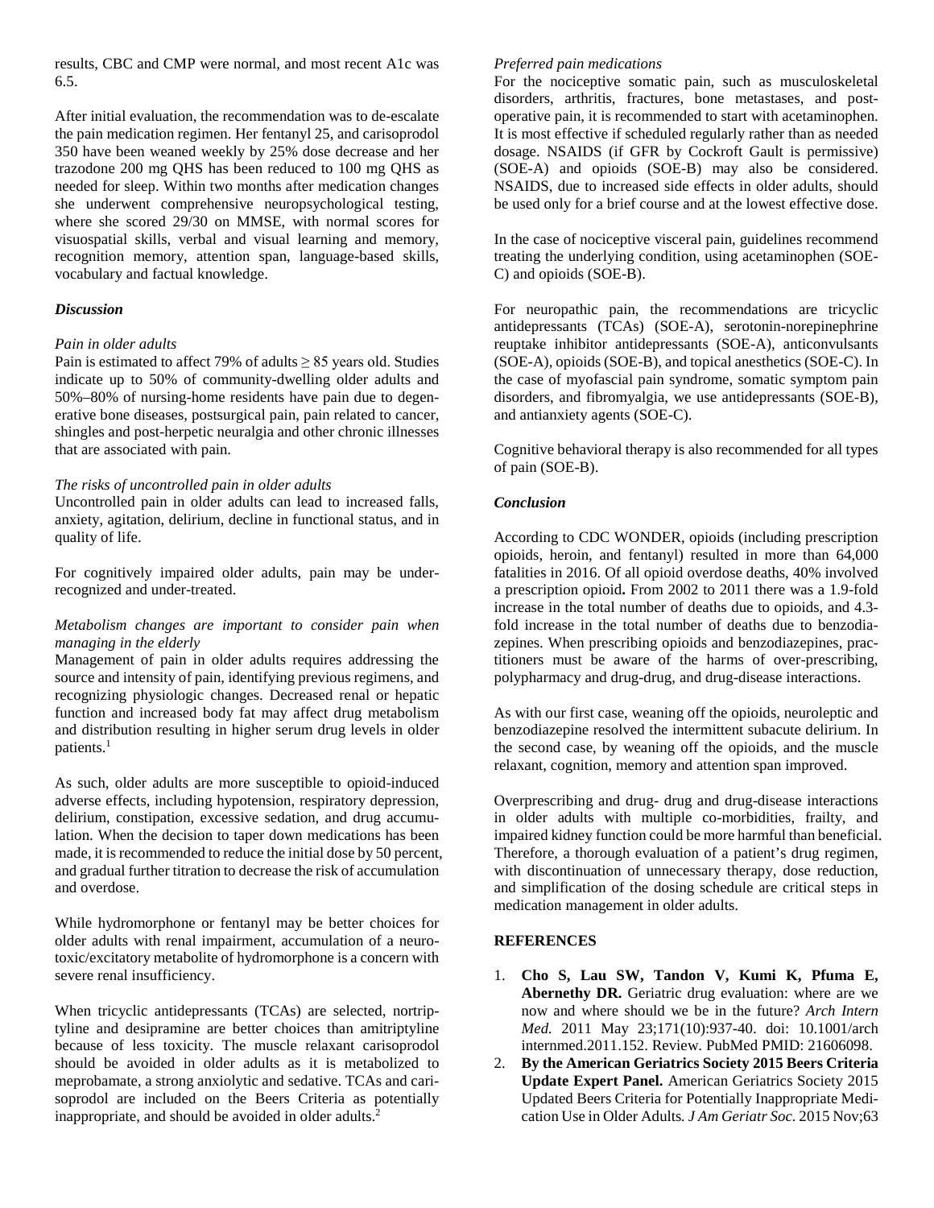results, CBC and CMP were normal, and most recent A1c was 6.5.

After initial evaluation, the recommendation was to de-escalate the pain medication regimen. Her fentanyl 25, and carisoprodol 350 have been weaned weekly by 25% dose decrease and her trazodone 200 mg QHS has been reduced to 100 mg QHS as needed for sleep. Within two months after medication changes she underwent comprehensive neuropsychological testing, where she scored 29/30 on MMSE, with normal scores for visuospatial skills, verbal and visual learning and memory, recognition memory, attention span, language-based skills, vocabulary and factual knowledge.

## *Discussion*

### *Pain in older adults*

Pain is estimated to affect 79% of adults ≥ 85 years old. Studies indicate up to 50% of community-dwelling older adults and 50%–80% of nursing-home residents have pain due to degenerative bone diseases, postsurgical pain, pain related to cancer, shingles and post-herpetic neuralgia and other chronic illnesses that are associated with pain.

### *The risks of uncontrolled pain in older adults*

Uncontrolled pain in older adults can lead to increased falls, anxiety, agitation, delirium, decline in functional status, and in quality of life.

For cognitively impaired older adults, pain may be under-recognized and under-treated.

### *Metabolism changes are important to consider pain when managing in the elderly*

Management of pain in older adults requires addressing the source and intensity of pain, identifying previous regimens, and recognizing physiologic changes. Decreased renal or hepatic function and increased body fat may affect drug metabolism and distribution resulting in higher serum drug levels in older patients.[1]

As such, older adults are more susceptible to opioid-induced adverse effects, including hypotension, respiratory depression, delirium, constipation, excessive sedation, and drug accumulation. When the decision to taper down medications has been made, it is recommended to reduce the initial dose by 50 percent, and gradual further titration to decrease the risk of accumulation and overdose.

While hydromorphone or fentanyl may be better choices for older adults with renal impairment, accumulation of a neurotoxic/excitatory metabolite of hydromorphone is a concern with severe renal insufficiency.

When tricyclic antidepressants (TCAs) are selected, nortriptyline and desipramine are better choices than amitriptyline because of less toxicity. The muscle relaxant carisoprodol should be avoided in older adults as it is metabolized to meprobamate, a strong anxiolytic and sedative. TCAs and carisoprodol are included on the Beers Criteria as potentially inappropriate, and should be avoided in older adults.[2]

### *Preferred pain medications*

For the nociceptive somatic pain, such as musculoskeletal disorders, arthritis, fractures, bone metastases, and post-operative pain, it is recommended to start with acetaminophen. It is most effective if scheduled regularly rather than as needed dosage. NSAIDS (if GFR by Cockroft Gault is permissive) (SOE-A) and opioids (SOE-B) may also be considered. NSAIDS, due to increased side effects in older adults, should be used only for a brief course and at the lowest effective dose.

In the case of nociceptive visceral pain, guidelines recommend treating the underlying condition, using acetaminophen (SOE-C) and opioids (SOE-B).

For neuropathic pain, the recommendations are tricyclic antidepressants (TCAs) (SOE-A), serotonin-norepinephrine reuptake inhibitor antidepressants (SOE-A), anticonvulsants (SOE-A), opioids (SOE-B), and topical anesthetics (SOE-C). In the case of myofascial pain syndrome, somatic symptom pain disorders, and fibromyalgia, we use antidepressants (SOE-B), and antianxiety agents (SOE-C).

Cognitive behavioral therapy is also recommended for all types of pain (SOE-B).

## *Conclusion*

According to CDC WONDER, opioids (including prescription opioids, heroin, and fentanyl) resulted in more than 64,000 fatalities in 2016. Of all opioid overdose deaths, 40% involved a prescription opioid**.** From 2002 to 2011 there was a 1.9-fold increase in the total number of deaths due to opioids, and 4.3-fold increase in the total number of deaths due to benzodiazepines. When prescribing opioids and benzodiazepines, practitioners must be aware of the harms of over-prescribing, polypharmacy and drug-drug, and drug-disease interactions.

As with our first case, weaning off the opioids, neuroleptic and benzodiazepine resolved the intermittent subacute delirium. In the second case, by weaning off the opioids, and the muscle relaxant, cognition, memory and attention span improved.

Overprescribing and drug- drug and drug-disease interactions in older adults with multiple co-morbidities, frailty, and impaired kidney function could be more harmful than beneficial. Therefore, a thorough evaluation of a patient's drug regimen, with discontinuation of unnecessary therapy, dose reduction, and simplification of the dosing schedule are critical steps in medication management in older adults.

## REFERENCES

1. **Cho S, Lau SW, Tandon V, Kumi K, Pfuma E, Abernethy DR.** Geriatric drug evaluation: where are we now and where should we be in the future? *Arch Intern Med.* 2011 May 23;171(10):937-40. doi: 10.1001/archinternmed.2011.152. Review. PubMed PMID: 21606098.
2. **By the American Geriatrics Society 2015 Beers Criteria Update Expert Panel.** American Geriatrics Society 2015 Updated Beers Criteria for Potentially Inappropriate Medication Use in Older Adults. *J Am Geriatr Soc.* 2015 Nov;63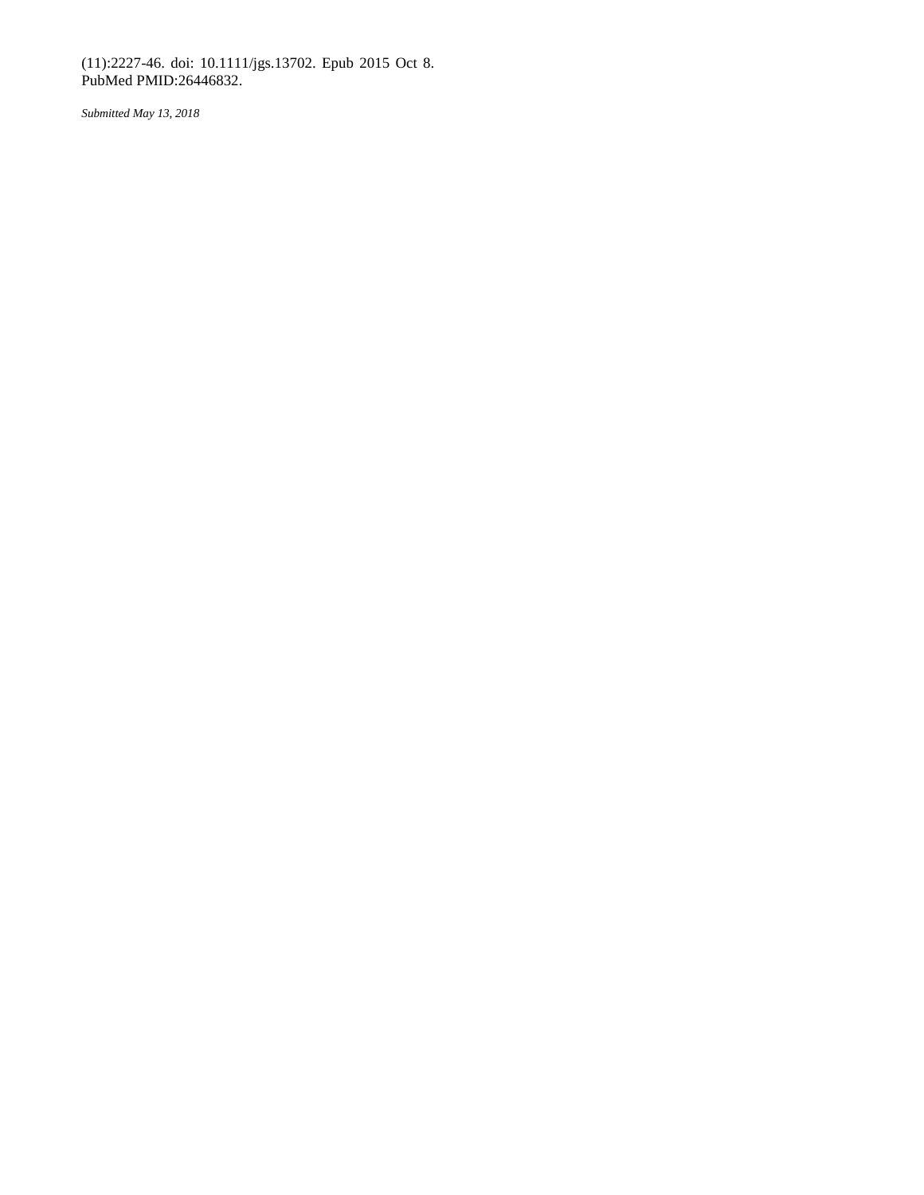(11):2227-46. doi: 10.1111/jgs.13702. Epub 2015 Oct 8. PubMed PMID:26446832.

*Submitted May 13, 2018*